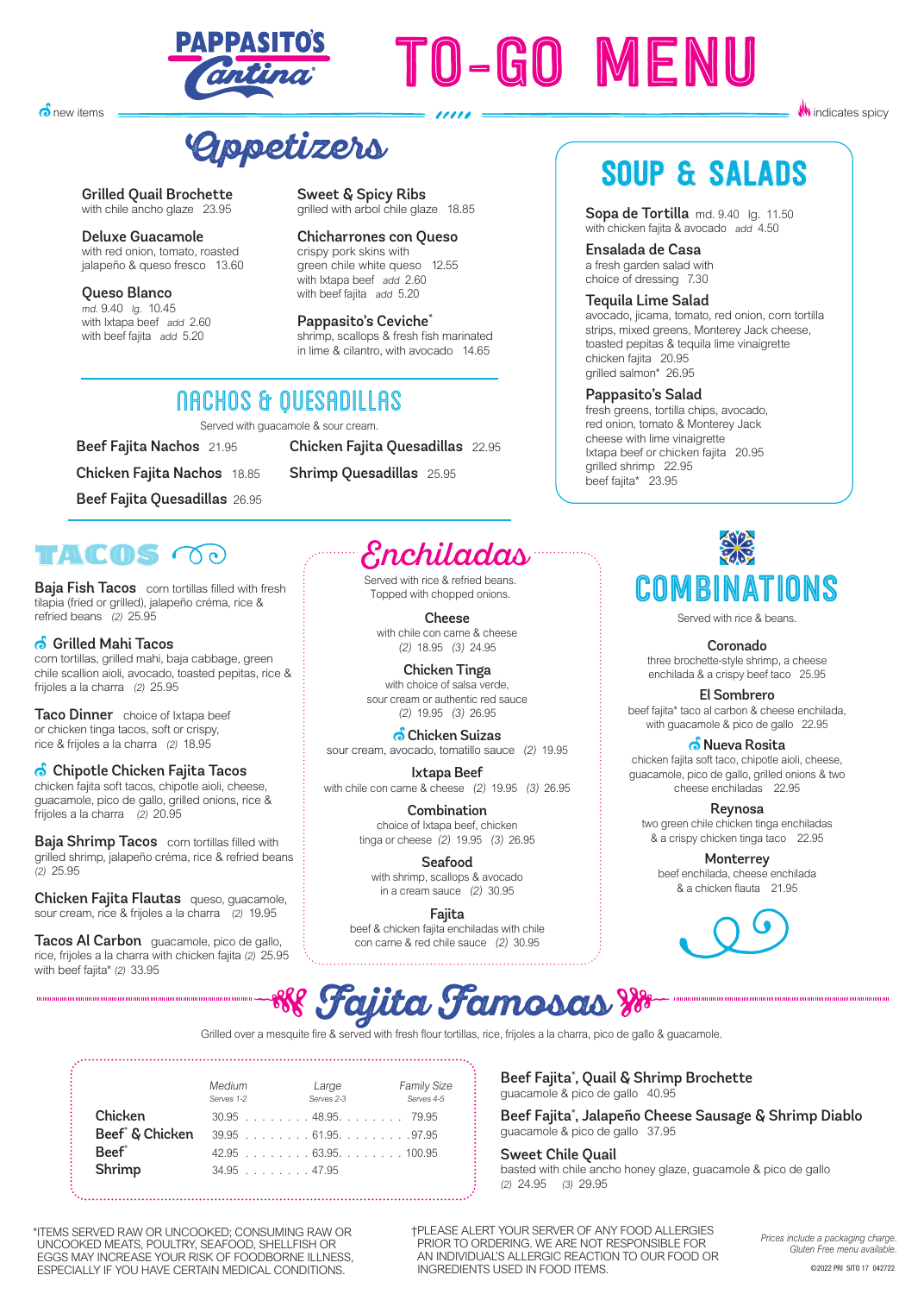# PAPPASITO'S Cantina — TO-GO MENU

new items — indicates spicy

## Appetizers

**Grilled Quail Brochette**
with chile ancho glaze 23.95

**Deluxe Guacamole**
with red onion, tomato, roasted jalapeño & queso fresco 13.60

**Queso Blanco**
*md.* 9.40 *lg.* 10.45
with Ixtapa beef *add* 2.60
with beef fajita *add* 5.20

**Sweet & Spicy Ribs**
grilled with arbol chile glaze 18.85

**Chicharrones con Queso**
crispy pork skins with green chile white queso 12.55
with Ixtapa beef *add* 2.60
with beef fajita *add* 5.20

**Pappasito's Ceviche***
shrimp, scallops & fresh fish marinated in lime & cilantro, with avocado 14.65

## SOUP & SALADS

**Sopa de Tortilla** md. 9.40 lg. 11.50
with chicken fajita & avocado *add* 4.50

**Ensalada de Casa**
a fresh garden salad with choice of dressing 7.30

**Tequila Lime Salad**
avocado, jicama, tomato, red onion, corn tortilla strips, mixed greens, Monterey Jack cheese, toasted pepitas & tequila lime vinaigrette
chicken fajita 20.95
grilled salmon* 26.95

**Pappasito's Salad**
fresh greens, tortilla chips, avocado, red onion, tomato & Monterey Jack cheese with lime vinaigrette
Ixtapa beef or chicken fajita 20.95
grilled shrimp 22.95
beef fajita* 23.95

## NACHOS & QUESADILLAS

Served with guacamole & sour cream.

**Beef Fajita Nachos** 21.95
**Chicken Fajita Nachos** 18.85
**Beef Fajita Quesadillas** 26.95
**Chicken Fajita Quesadillas** 22.95
**Shrimp Quesadillas** 25.95

## TACOS

**Baja Fish Tacos** corn tortillas filled with fresh tilapia (fried or grilled), jalapeño créma, rice & refried beans *(2)* 25.95

**Grilled Mahi Tacos** (new)
corn tortillas, grilled mahi, baja cabbage, green chile scallion aioli, avocado, toasted pepitas, rice & frijoles a la charra *(2)* 25.95

**Taco Dinner** choice of Ixtapa beef or chicken tinga tacos, soft or crispy, rice & frijoles a la charra *(2)* 18.95

**Chipotle Chicken Fajita Tacos** (new)
chicken fajita soft tacos, chipotle aioli, cheese, guacamole, pico de gallo, grilled onions, rice & frijoles a la charra *(2)* 20.95

**Baja Shrimp Tacos** corn tortillas filled with grilled shrimp, jalapeño créma, rice & refried beans *(2)* 25.95

**Chicken Fajita Flautas** queso, guacamole, sour cream, rice & frijoles a la charra *(2)* 19.95

**Tacos Al Carbon** guacamole, pico de gallo, rice, frijoles a la charra with chicken fajita *(2)* 25.95
with beef fajita* *(2)* 33.95

## Enchiladas

Served with rice & refried beans. Topped with chopped onions.

**Cheese**
with chile con carne & cheese
*(2)* 18.95 *(3)* 24.95

**Chicken Tinga**
with choice of salsa verde, sour cream or authentic red sauce
*(2)* 19.95 *(3)* 26.95

**Chicken Suizas** (new)
sour cream, avocado, tomatillo sauce *(2)* 19.95

**Ixtapa Beef**
with chile con carne & cheese *(2)* 19.95 *(3)* 26.95

**Combination**
choice of Ixtapa beef, chicken tinga or cheese *(2)* 19.95 *(3)* 26.95

**Seafood**
with shrimp, scallops & avocado in a cream sauce *(2)* 30.95

**Fajita**
beef & chicken fajita enchiladas with chile con carne & red chile sauce *(2)* 30.95

## COMBINATIONS

Served with rice & beans.

**Coronado**
three brochette-style shrimp, a cheese enchilada & a crispy beef taco 25.95

**El Sombrero**
beef fajita* taco al carbon & cheese enchilada, with guacamole & pico de gallo 22.95

**Nueva Rosita** (new)
chicken fajita soft taco, chipotle aioli, cheese, guacamole, pico de gallo, grilled onions & two cheese enchiladas 22.95

**Reynosa**
two green chile chicken tinga enchiladas & a crispy chicken tinga taco 22.95

**Monterrey**
beef enchilada, cheese enchilada & a chicken flauta 21.95

## Fajita Famosas

Grilled over a mesquite fire & served with fresh flour tortillas, rice, frijoles a la charra, pico de gallo & guacamole.

| | Medium (Serves 1-2) | Large (Serves 2-3) | Family Size (Serves 4-5) |
|---|---|---|---|
| **Chicken** | 30.95 | 48.95 | 79.95 |
| **Beef* & Chicken** | 39.95 | 61.95 | 97.95 |
| **Beef*** | 42.95 | 63.95 | 100.95 |
| **Shrimp** | 34.95 | 47.95 | |

**Beef Fajita*, Quail & Shrimp Brochette**
guacamole & pico de gallo 40.95

**Beef Fajita*, Jalapeño Cheese Sausage & Shrimp Diablo**
guacamole & pico de gallo 37.95

**Sweet Chile Quail**
basted with chile ancho honey glaze, guacamole & pico de gallo
*(2)* 24.95 *(3)* 29.95

*ITEMS SERVED RAW OR UNCOOKED; CONSUMING RAW OR UNCOOKED MEATS, POULTRY, SEAFOOD, SHELLFISH OR EGGS MAY INCREASE YOUR RISK OF FOODBORNE ILLNESS, ESPECIALLY IF YOU HAVE CERTAIN MEDICAL CONDITIONS.

†PLEASE ALERT YOUR SERVER OF ANY FOOD ALLERGIES PRIOR TO ORDERING. WE ARE NOT RESPONSIBLE FOR AN INDIVIDUAL'S ALLERGIC REACTION TO OUR FOOD OR INGREDIENTS USED IN FOOD ITEMS.

*Prices include a packaging charge.*
*Gluten Free menu available.*

©2022 PRI SITO 17 042722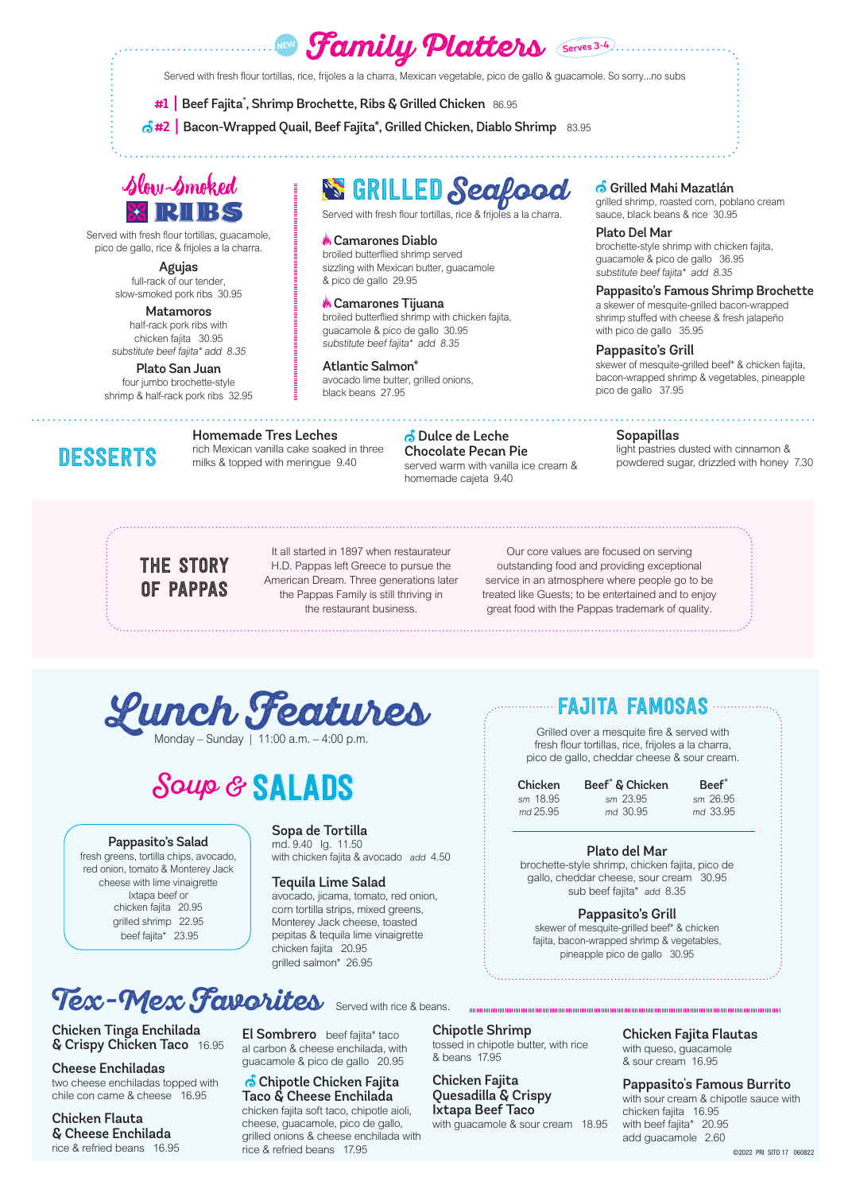# NEW Family Platters

Serves 3-4

Served with fresh flour tortillas, rice, frijoles a la charra, Mexican vegetable, pico de gallo & guacamole. So sorry...no subs

**#1** | **Beef Fajita*, Shrimp Brochette, Ribs & Grilled Chicken** 86.95

**#2** | **Bacon-Wrapped Quail, Beef Fajita*, Grilled Chicken, Diablo Shrimp** 83.95

## Slow-Smoked RIBS

Served with fresh flour tortillas, guacamole, pico de gallo, rice & frijoles a la charra.

**Agujas**
full-rack of our tender, slow-smoked pork ribs 30.95

**Matamoros**
half-rack pork ribs with chicken fajita 30.95
*substitute beef fajita* add 8.35*

**Plato San Juan**
four jumbo brochette-style shrimp & half-rack pork ribs 32.95

## GRILLED Seafood

Served with fresh flour tortillas, rice & frijoles a la charra.

**Camarones Diablo**
broiled butterflied shrimp served sizzling with Mexican butter, guacamole & pico de gallo 29.95

**Camarones Tijuana**
broiled butterflied shrimp with chicken fajita, guacamole & pico de gallo 30.95
*substitute beef fajita* add 8.35*

**Atlantic Salmon***
avocado lime butter, grilled onions, black beans 27.95

**Grilled Mahi Mazatlán**
grilled shrimp, roasted corn, poblano cream sauce, black beans & rice 30.95

**Plato Del Mar**
brochette-style shrimp with chicken fajita, guacamole & pico de gallo 36.95
*substitute beef fajita* add 8.35*

**Pappasito's Famous Shrimp Brochette**
a skewer of mesquite-grilled bacon-wrapped shrimp stuffed with cheese & fresh jalapeño with pico de gallo 35.95

**Pappasito's Grill**
skewer of mesquite-grilled beef* & chicken fajita, bacon-wrapped shrimp & vegetables, pineapple pico de gallo 37.95

## DESSERTS

**Homemade Tres Leches**
rich Mexican vanilla cake soaked in three milks & topped with meringue 9.40

**Dulce de Leche Chocolate Pecan Pie**
served warm with vanilla ice cream & homemade cajeta 9.40

**Sopapillas**
light pastries dusted with cinnamon & powdered sugar, drizzled with honey 7.30

## THE STORY OF PAPPAS

It all started in 1897 when restaurateur H.D. Pappas left Greece to pursue the American Dream. Three generations later the Pappas Family is still thriving in the restaurant business.

Our core values are focused on serving outstanding food and providing exceptional service in an atmosphere where people go to be treated like Guests; to be entertained and to enjoy great food with the Pappas trademark of quality.

# Lunch Features

Monday – Sunday | 11:00 a.m. – 4:00 p.m.

## Soup & SALADS

**Pappasito's Salad**
fresh greens, tortilla chips, avocado, red onion, tomato & Monterey Jack cheese with lime vinaigrette
Ixtapa beef or chicken fajita 20.95
grilled shrimp 22.95
beef fajita* 23.95

**Sopa de Tortilla**
md. 9.40 lg. 11.50
with chicken fajita & avocado *add* 4.50

**Tequila Lime Salad**
avocado, jicama, tomato, red onion, corn tortilla strips, mixed greens, Monterey Jack cheese, toasted pepitas & tequila lime vinaigrette
chicken fajita 20.95
grilled salmon* 26.95

## FAJITA FAMOSAS

Grilled over a mesquite fire & served with fresh flour tortillas, rice, frijoles a la charra, pico de gallo, cheddar cheese & sour cream.

| Chicken | Beef* & Chicken | Beef* |
|---|---|---|
| *sm* 18.95 | *sm* 23.95 | *sm* 26.95 |
| *md* 25.95 | *md* 30.95 | *md* 33.95 |

**Plato del Mar**
brochette-style shrimp, chicken fajita, pico de gallo, cheddar cheese, sour cream 30.95
sub beef fajita* *add* 8.35

**Pappasito's Grill**
skewer of mesquite-grilled beef* & chicken fajita, bacon-wrapped shrimp & vegetables, pineapple pico de gallo 30.95

## Tex-Mex Favorites

Served with rice & beans.

**Chicken Tinga Enchilada & Crispy Chicken Taco** 16.95

**Cheese Enchiladas**
two cheese enchiladas topped with chile con carne & cheese 16.95

**Chicken Flauta & Cheese Enchilada**
rice & refried beans 16.95

**El Sombrero** beef fajita* taco al carbon & cheese enchilada, with guacamole & pico de gallo 20.95

**Chipotle Chicken Fajita Taco & Cheese Enchilada**
chicken fajita soft taco, chipotle aioli, cheese, guacamole, pico de gallo, grilled onions & cheese enchilada with rice & refried beans 17.95

**Chipotle Shrimp**
tossed in chipotle butter, with rice & beans 17.95

**Chicken Fajita Quesadilla & Crispy Ixtapa Beef Taco**
with guacamole & sour cream 18.95

**Chicken Fajita Flautas**
with queso, guacamole & sour cream 16.95

**Pappasito's Famous Burrito**
with sour cream & chipotle sauce with chicken fajita 16.95
with beef fajita* 20.95
add guacamole 2.60

©2022 PRI SITO 17 060822